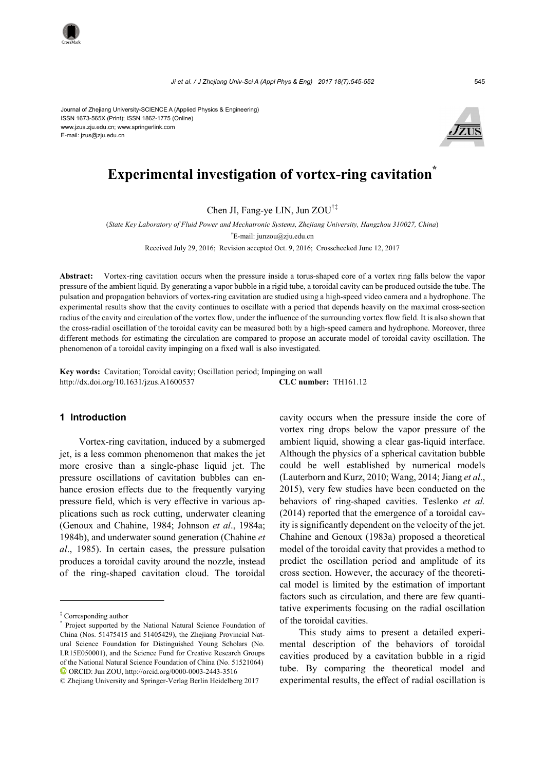Journal of Zhejiang University-SCIENCE A (Applied Physics & Engineering)
ISSN 1673-565X (Print); ISSN 1862-1775 (Online)
www.jzus.zju.edu.cn; www.springerlink.com
E-mail: jzus@zju.edu.cn

# Experimental investigation of vortex-ring cavitation*

Chen JI, Fang-ye LIN, Jun ZOU[†‡]

(*State Key Laboratory of Fluid Power and Mechatronic Systems, Zhejiang University, Hangzhou 310027, China*)

[†]E-mail: junzou@zju.edu.cn

Received July 29, 2016; Revision accepted Oct. 9, 2016; Crosschecked June 12, 2017

**Abstract:** Vortex-ring cavitation occurs when the pressure inside a torus-shaped core of a vortex ring falls below the vapor pressure of the ambient liquid. By generating a vapor bubble in a rigid tube, a toroidal cavity can be produced outside the tube. The pulsation and propagation behaviors of vortex-ring cavitation are studied using a high-speed video camera and a hydrophone. The experimental results show that the cavity continues to oscillate with a period that depends heavily on the maximal cross-section radius of the cavity and circulation of the vortex flow, under the influence of the surrounding vortex flow field. It is also shown that the cross-radial oscillation of the toroidal cavity can be measured both by a high-speed camera and hydrophone. Moreover, three different methods for estimating the circulation are compared to propose an accurate model of toroidal cavity oscillation. The phenomenon of a toroidal cavity impinging on a fixed wall is also investigated.

**Key words:** Cavitation; Toroidal cavity; Oscillation period; Impinging on wall
http://dx.doi.org/10.1631/jzus.A1600537 **CLC number:** TH161.12

## 1 Introduction

Vortex-ring cavitation, induced by a submerged jet, is a less common phenomenon that makes the jet more erosive than a single-phase liquid jet. The pressure oscillations of cavitation bubbles can enhance erosion effects due to the frequently varying pressure field, which is very effective in various applications such as rock cutting, underwater cleaning (Genoux and Chahine, 1984; Johnson *et al*., 1984a; 1984b), and underwater sound generation (Chahine *et al*., 1985). In certain cases, the pressure pulsation produces a toroidal cavity around the nozzle, instead of the ring-shaped cavitation cloud. The toroidal cavity occurs when the pressure inside the core of vortex ring drops below the vapor pressure of the ambient liquid, showing a clear gas-liquid interface. Although the physics of a spherical cavitation bubble could be well established by numerical models (Lauterbon and Kurz, 2010; Wang, 2014; Jiang *et al*., 2015), very few studies have been conducted on the behaviors of ring-shaped cavities. Teslenko *et al.* (2014) reported that the emergence of a toroidal cavity is significantly dependent on the velocity of the jet. Chahine and Genoux (1983a) proposed a theoretical model of the toroidal cavity that provides a method to predict the oscillation period and amplitude of its cross section. However, the accuracy of the theoretical model is limited by the estimation of important factors such as circulation, and there are few quantitative experiments focusing on the radial oscillation of the toroidal cavities.

This study aims to present a detailed experimental description of the behaviors of toroidal cavities produced by a cavitation bubble in a rigid tube. By comparing the theoretical model and experimental results, the effect of radial oscillation is

---

‡ Corresponding author

\* Project supported by the National Natural Science Foundation of China (Nos. 51475415 and 51405429), the Zhejiang Provincial Natural Science Foundation for Distinguished Young Scholars (No. LR15E050001), and the Science Fund for Creative Research Groups of the National Natural Science Foundation of China (No. 51521064)

ORCID: Jun ZOU, http://orcid.org/0000-0003-2443-3516

© Zhejiang University and Springer-Verlag Berlin Heidelberg 2017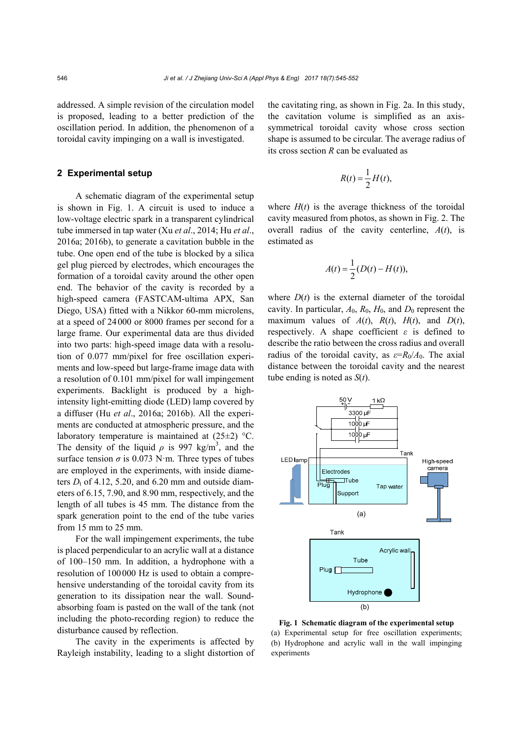addressed. A simple revision of the circulation model is proposed, leading to a better prediction of the oscillation period. In addition, the phenomenon of a toroidal cavity impinging on a wall is investigated.

## 2 Experimental setup

A schematic diagram of the experimental setup is shown in Fig. 1. A circuit is used to induce a low-voltage electric spark in a transparent cylindrical tube immersed in tap water (Xu *et al*., 2014; Hu *et al*., 2016a; 2016b), to generate a cavitation bubble in the tube. One open end of the tube is blocked by a silica gel plug pierced by electrodes, which encourages the formation of a toroidal cavity around the other open end. The behavior of the cavity is recorded by a high-speed camera (FASTCAM-ultima APX, San Diego, USA) fitted with a Nikkor 60-mm microlens, at a speed of 24000 or 8000 frames per second for a large frame. Our experimental data are thus divided into two parts: high-speed image data with a resolution of 0.077 mm/pixel for free oscillation experiments and low-speed but large-frame image data with a resolution of 0.101 mm/pixel for wall impingement experiments. Backlight is produced by a high-intensity light-emitting diode (LED) lamp covered by a diffuser (Hu *et al*., 2016a; 2016b). All the experiments are conducted at atmospheric pressure, and the laboratory temperature is maintained at (25±2) °C. The density of the liquid $\rho$ is 997 kg/m$^3$, and the surface tension $\sigma$ is 0.073 N·m. Three types of tubes are employed in the experiments, with inside diameters $D_t$ of 4.12, 5.20, and 6.20 mm and outside diameters of 6.15, 7.90, and 8.90 mm, respectively, and the length of all tubes is 45 mm. The distance from the spark generation point to the end of the tube varies from 15 mm to 25 mm.

For the wall impingement experiments, the tube is placed perpendicular to an acrylic wall at a distance of 100–150 mm. In addition, a hydrophone with a resolution of 100000 Hz is used to obtain a comprehensive understanding of the toroidal cavity from its generation to its dissipation near the wall. Sound-absorbing foam is pasted on the wall of the tank (not including the photo-recording region) to reduce the disturbance caused by reflection.

The cavity in the experiments is affected by Rayleigh instability, leading to a slight distortion of the cavitating ring, as shown in Fig. 2a. In this study, the cavitation volume is simplified as an axis-symmetrical toroidal cavity whose cross section shape is assumed to be circular. The average radius of its cross section $R$ can be evaluated as

$$R(t) = \frac{1}{2}H(t),$$

where $H(t)$ is the average thickness of the toroidal cavity measured from photos, as shown in Fig. 2. The overall radius of the cavity centerline, $A(t)$, is estimated as

$$A(t) = \frac{1}{2}(D(t) - H(t)),$$

where $D(t)$ is the external diameter of the toroidal cavity. In particular, $A_0$, $R_0$, $H_0$, and $D_0$ represent the maximum values of $A(t)$, $R(t)$, $H(t)$, and $D(t)$, respectively. A shape coefficient $\varepsilon$ is defined to describe the ratio between the cross radius and overall radius of the toroidal cavity, as $\varepsilon = R_0/A_0$. The axial distance between the toroidal cavity and the nearest tube ending is noted as $S(t)$.

**Fig. 1 Schematic diagram of the experimental setup**
(a) Experimental setup for free oscillation experiments; (b) Hydrophone and acrylic wall in the wall impinging experiments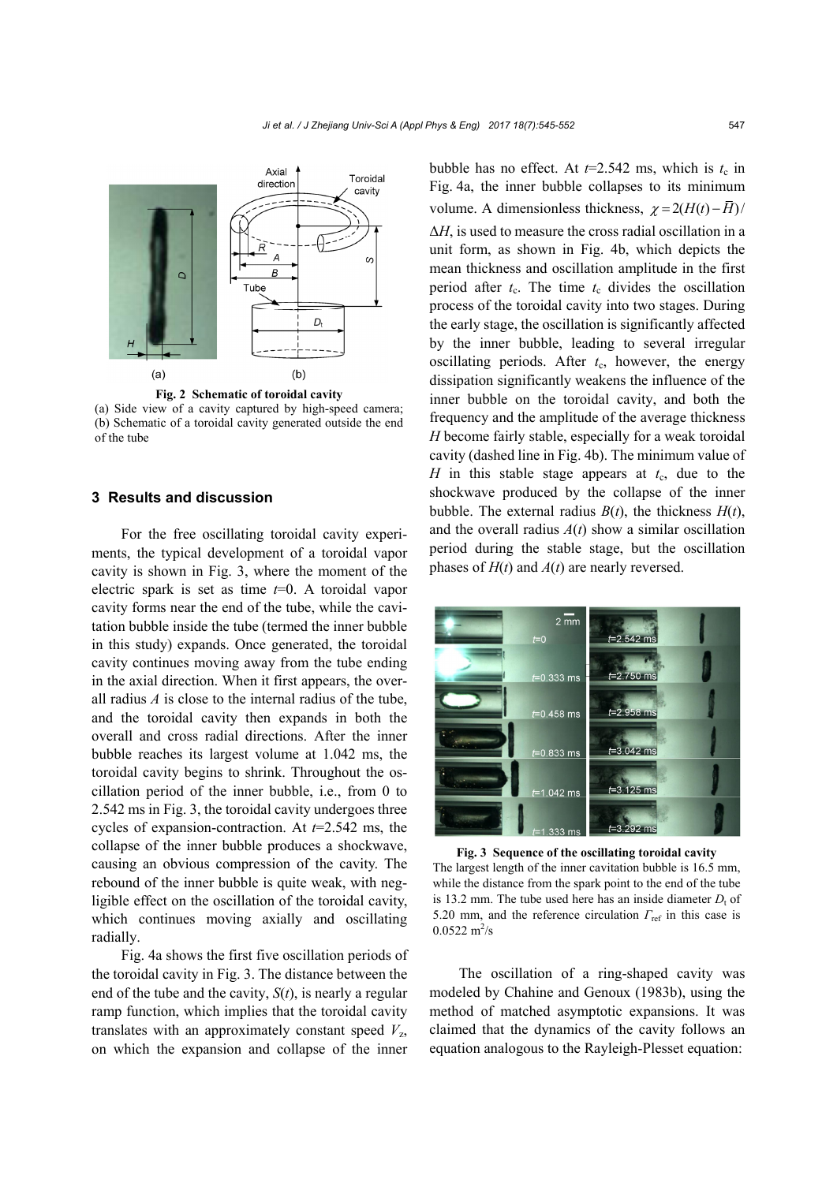Fig. 2 Schematic of toroidal cavity

(a) Side view of a cavity captured by high-speed camera; (b) Schematic of a toroidal cavity generated outside the end of the tube

## 3 Results and discussion

For the free oscillating toroidal cavity experiments, the typical development of a toroidal vapor cavity is shown in Fig. 3, where the moment of the electric spark is set as time $t$=0. A toroidal vapor cavity forms near the end of the tube, while the cavitation bubble inside the tube (termed the inner bubble in this study) expands. Once generated, the toroidal cavity continues moving away from the tube ending in the axial direction. When it first appears, the overall radius $A$ is close to the internal radius of the tube, and the toroidal cavity then expands in both the overall and cross radial directions. After the inner bubble reaches its largest volume at 1.042 ms, the toroidal cavity begins to shrink. Throughout the oscillation period of the inner bubble, i.e., from 0 to 2.542 ms in Fig. 3, the toroidal cavity undergoes three cycles of expansion-contraction. At $t$=2.542 ms, the collapse of the inner bubble produces a shockwave, causing an obvious compression of the cavity. The rebound of the inner bubble is quite weak, with negligible effect on the oscillation of the toroidal cavity, which continues moving axially and oscillating radially.

Fig. 4a shows the first five oscillation periods of the toroidal cavity in Fig. 3. The distance between the end of the tube and the cavity, $S(t)$, is nearly a regular ramp function, which implies that the toroidal cavity translates with an approximately constant speed $V_z$, on which the expansion and collapse of the inner bubble has no effect. At $t$=2.542 ms, which is $t_c$ in Fig. 4a, the inner bubble collapses to its minimum volume. A dimensionless thickness, $\chi=2(H(t)-\bar{H})/\Delta H$, is used to measure the cross radial oscillation in a unit form, as shown in Fig. 4b, which depicts the mean thickness and oscillation amplitude in the first period after $t_c$. The time $t_c$ divides the oscillation process of the toroidal cavity into two stages. During the early stage, the oscillation is significantly affected by the inner bubble, leading to several irregular oscillating periods. After $t_c$, however, the energy dissipation significantly weakens the influence of the inner bubble on the toroidal cavity, and both the frequency and the amplitude of the average thickness $H$ become fairly stable, especially for a weak toroidal cavity (dashed line in Fig. 4b). The minimum value of $H$ in this stable stage appears at $t_c$, due to the shockwave produced by the collapse of the inner bubble. The external radius $B(t)$, the thickness $H(t)$, and the overall radius $A(t)$ show a similar oscillation period during the stable stage, but the oscillation phases of $H(t)$ and $A(t)$ are nearly reversed.

Fig. 3 Sequence of the oscillating toroidal cavity

The largest length of the inner cavitation bubble is 16.5 mm, while the distance from the spark point to the end of the tube is 13.2 mm. The tube used here has an inside diameter $D_t$ of 5.20 mm, and the reference circulation $\Gamma_{ref}$ in this case is 0.0522 $m^2$/s

The oscillation of a ring-shaped cavity was modeled by Chahine and Genoux (1983b), using the method of matched asymptotic expansions. It was claimed that the dynamics of the cavity follows an equation analogous to the Rayleigh-Plesset equation: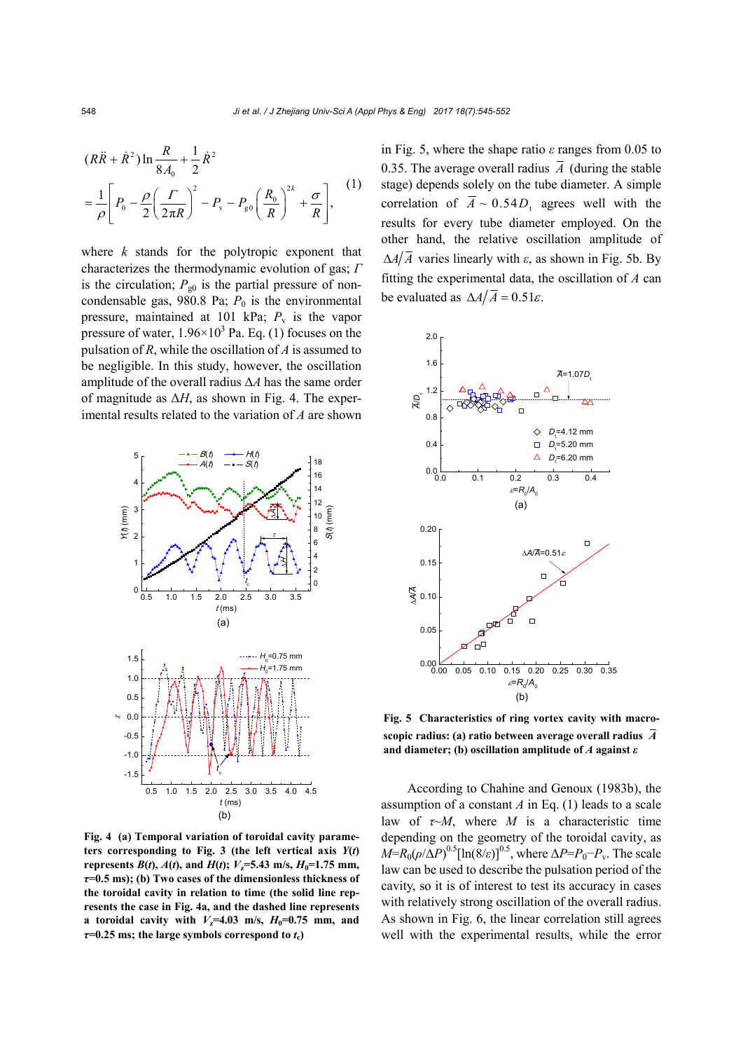$$
(R\ddot{R}+\dot{R}^2)\ln\frac{R}{8A_0}+\frac{1}{2}\dot{R}^2
=\frac{1}{\rho}\left[P_0-\frac{\rho}{2}\left(\frac{\Gamma}{2\pi R}\right)^2-P_{\mathrm{v}}-P_{\mathrm{g0}}\left(\frac{R_0}{R}\right)^{2k}+\frac{\sigma}{R}\right], \tag{1}
$$

where $k$ stands for the polytropic exponent that characterizes the thermodynamic evolution of gas; $\Gamma$ is the circulation; $P_{\mathrm{g0}}$ is the partial pressure of non-condensable gas, 980.8 Pa; $P_0$ is the environmental pressure, maintained at 101 kPa; $P_{\mathrm{v}}$ is the vapor pressure of water, $1.96\times10^3$ Pa. Eq. (1) focuses on the pulsation of $R$, while the oscillation of $A$ is assumed to be negligible. In this study, however, the oscillation amplitude of the overall radius $\Delta A$ has the same order of magnitude as $\Delta H$, as shown in Fig. 4. The experimental results related to the variation of $A$ are shown in Fig. 5, where the shape ratio $\varepsilon$ ranges from 0.05 to 0.35. The average overall radius $\bar{A}$ (during the stable stage) depends solely on the tube diameter. A simple correlation of $\bar{A}\sim0.54D_{\mathrm{t}}$ agrees well with the results for every tube diameter employed. On the other hand, the relative oscillation amplitude of $\Delta A/\bar{A}$ varies linearly with $\varepsilon$, as shown in Fig. 5b. By fitting the experimental data, the oscillation of $A$ can be evaluated as $\Delta A/\bar{A}=0.51\varepsilon$.

**Fig. 4 (a) Temporal variation of toroidal cavity parameters corresponding to Fig. 3 (the left vertical axis $Y(t)$ represents $B(t)$, $A(t)$, and $H(t)$; $V_z$=5.43 m/s, $H_0$=1.75 mm, $\tau$=0.5 ms); (b) Two cases of the dimensionless thickness of the toroidal cavity in relation to time (the solid line represents the case in Fig. 4a, and the dashed line represents a toroidal cavity with $V_z$=4.03 m/s, $H_0$=0.75 mm, and $\tau$=0.25 ms; the large symbols correspond to $t_{\mathrm{c}}$)**

**Fig. 5 Characteristics of ring vortex cavity with macroscopic radius: (a) ratio between average overall radius $\bar{A}$ and diameter; (b) oscillation amplitude of $A$ against $\varepsilon$**

According to Chahine and Genoux (1983b), the assumption of a constant $A$ in Eq. (1) leads to a scale law of $\tau$~$M$, where $M$ is a characteristic time depending on the geometry of the toroidal cavity, as $M=R_0(\rho/\Delta P)^{0.5}[\ln(8/\varepsilon)]^{0.5}$, where $\Delta P=P_0-P_{\mathrm{v}}$. The scale law can be used to describe the pulsation period of the cavity, so it is of interest to test its accuracy in cases with relatively strong oscillation of the overall radius. As shown in Fig. 6, the linear correlation still agrees well with the experimental results, while the error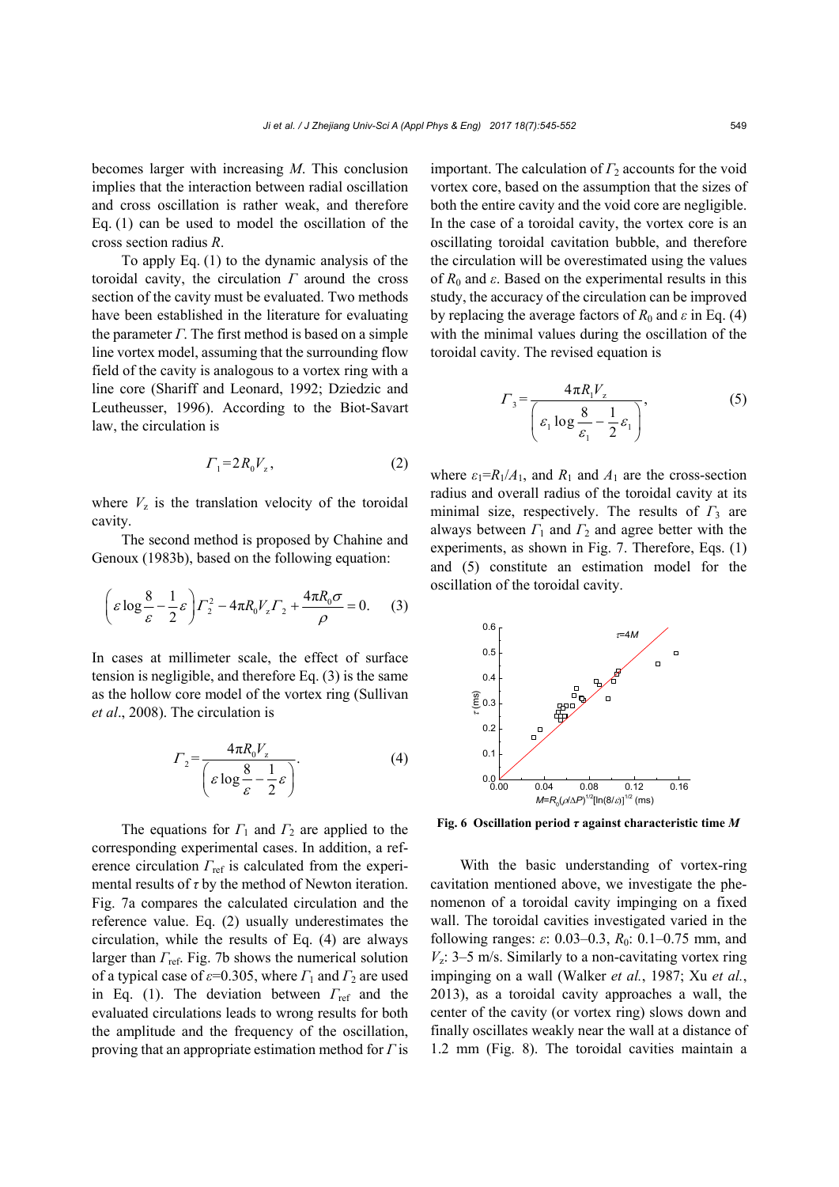becomes larger with increasing $M$. This conclusion implies that the interaction between radial oscillation and cross oscillation is rather weak, and therefore Eq. (1) can be used to model the oscillation of the cross section radius $R$.

To apply Eq. (1) to the dynamic analysis of the toroidal cavity, the circulation $\Gamma$ around the cross section of the cavity must be evaluated. Two methods have been established in the literature for evaluating the parameter $\Gamma$. The first method is based on a simple line vortex model, assuming that the surrounding flow field of the cavity is analogous to a vortex ring with a line core (Shariff and Leonard, 1992; Dziedzic and Leutheusser, 1996). According to the Biot-Savart law, the circulation is

$$\Gamma_1 = 2R_0 V_z, \tag{2}$$

where $V_z$ is the translation velocity of the toroidal cavity.

The second method is proposed by Chahine and Genoux (1983b), based on the following equation:

$$\left(\varepsilon \log\frac{8}{\varepsilon} - \frac{1}{2}\varepsilon\right)\Gamma_2^2 - 4\pi R_0 V_z \Gamma_2 + \frac{4\pi R_0 \sigma}{\rho} = 0. \tag{3}$$

In cases at millimeter scale, the effect of surface tension is negligible, and therefore Eq. (3) is the same as the hollow core model of the vortex ring (Sullivan *et al*., 2008). The circulation is

$$\Gamma_2 = \frac{4\pi R_0 V_z}{\left(\varepsilon \log\dfrac{8}{\varepsilon} - \dfrac{1}{2}\varepsilon\right)}. \tag{4}$$

The equations for $\Gamma_1$ and $\Gamma_2$ are applied to the corresponding experimental cases. In addition, a reference circulation $\Gamma_{\text{ref}}$ is calculated from the experimental results of $\tau$ by the method of Newton iteration. Fig. 7a compares the calculated circulation and the reference value. Eq. (2) usually underestimates the circulation, while the results of Eq. (4) are always larger than $\Gamma_{\text{ref}}$. Fig. 7b shows the numerical solution of a typical case of $\varepsilon$=0.305, where $\Gamma_1$ and $\Gamma_2$ are used in Eq. (1). The deviation between $\Gamma_{\text{ref}}$ and the evaluated circulations leads to wrong results for both the amplitude and the frequency of the oscillation, proving that an appropriate estimation method for $\Gamma$ is important. The calculation of $\Gamma_2$ accounts for the void vortex core, based on the assumption that the sizes of both the entire cavity and the void core are negligible. In the case of a toroidal cavity, the vortex core is an oscillating toroidal cavitation bubble, and therefore the circulation will be overestimated using the values of $R_0$ and $\varepsilon$. Based on the experimental results in this study, the accuracy of the circulation can be improved by replacing the average factors of $R_0$ and $\varepsilon$ in Eq. (4) with the minimal values during the oscillation of the toroidal cavity. The revised equation is

$$\Gamma_3 = \frac{4\pi R_1 V_z}{\left(\varepsilon_1 \log\dfrac{8}{\varepsilon_1} - \dfrac{1}{2}\varepsilon_1\right)}, \tag{5}$$

where $\varepsilon_1 = R_1/A_1$, and $R_1$ and $A_1$ are the cross-section radius and overall radius of the toroidal cavity at its minimal size, respectively. The results of $\Gamma_3$ are always between $\Gamma_1$ and $\Gamma_2$ and agree better with the experiments, as shown in Fig. 7. Therefore, Eqs. (1) and (5) constitute an estimation model for the oscillation of the toroidal cavity.

**Fig. 6 Oscillation period $\tau$ against characteristic time $M$**

With the basic understanding of vortex-ring cavitation mentioned above, we investigate the phenomenon of a toroidal cavity impinging on a fixed wall. The toroidal cavities investigated varied in the following ranges: $\varepsilon$: 0.03–0.3, $R_0$: 0.1–0.75 mm, and $V_z$: 3–5 m/s. Similarly to a non-cavitating vortex ring impinging on a wall (Walker *et al.*, 1987; Xu *et al.*, 2013), as a toroidal cavity approaches a wall, the center of the cavity (or vortex ring) slows down and finally oscillates weakly near the wall at a distance of 1.2 mm (Fig. 8). The toroidal cavities maintain a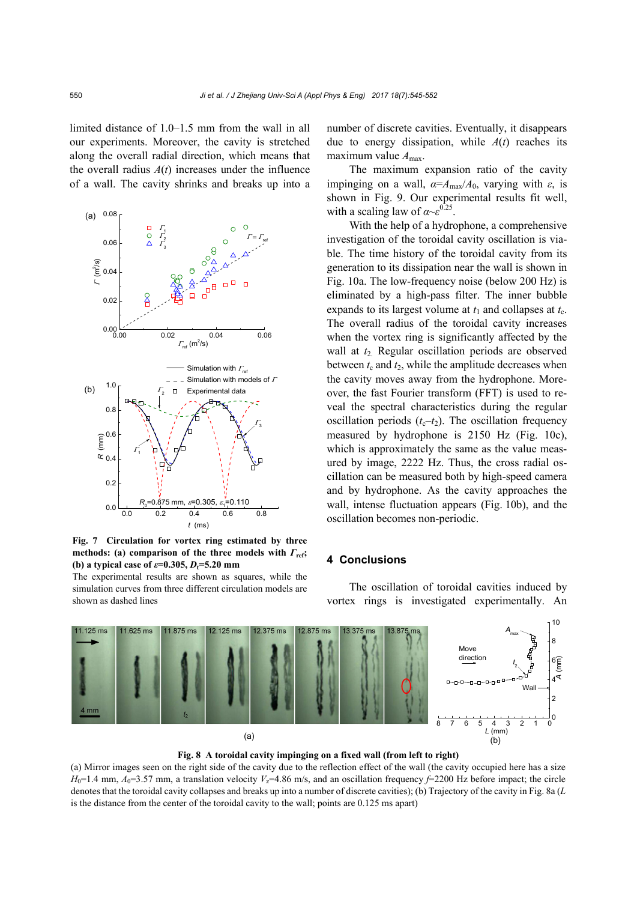limited distance of 1.0–1.5 mm from the wall in all our experiments. Moreover, the cavity is stretched along the overall radial direction, which means that the overall radius $A(t)$ increases under the influence of a wall. The cavity shrinks and breaks up into a number of discrete cavities. Eventually, it disappears due to energy dissipation, while $A(t)$ reaches its maximum value $A_{max}$.

The maximum expansion ratio of the cavity impinging on a wall, $\alpha=A_{max}/A_0$, varying with $\varepsilon$, is shown in Fig. 9. Our experimental results fit well, with a scaling law of $\alpha\sim\varepsilon^{0.25}$.

With the help of a hydrophone, a comprehensive investigation of the toroidal cavity oscillation is viable. The time history of the toroidal cavity from its generation to its dissipation near the wall is shown in Fig. 10a. The low-frequency noise (below 200 Hz) is eliminated by a high-pass filter. The inner bubble expands to its largest volume at $t_1$ and collapses at $t_c$. The overall radius of the toroidal cavity increases when the vortex ring is significantly affected by the wall at $t_2$. Regular oscillation periods are observed between $t_c$ and $t_2$, while the amplitude decreases when the cavity moves away from the hydrophone. Moreover, the fast Fourier transform (FFT) is used to reveal the spectral characteristics during the regular oscillation periods ($t_c$–$t_2$). The oscillation frequency measured by hydrophone is 2150 Hz (Fig. 10c), which is approximately the same as the value measured by image, 2222 Hz. Thus, the cross radial oscillation can be measured both by high-speed camera and by hydrophone. As the cavity approaches the wall, intense fluctuation appears (Fig. 10b), and the oscillation becomes non-periodic.

**Fig. 7 Circulation for vortex ring estimated by three methods: (a) comparison of the three models with $\Gamma_{ref}$; (b) a typical case of $\varepsilon$=0.305, $D_t$=5.20 mm**

The experimental results are shown as squares, while the simulation curves from three different circulation models are shown as dashed lines

## 4 Conclusions

The oscillation of toroidal cavities induced by vortex rings is investigated experimentally. An

**Fig. 8 A toroidal cavity impinging on a fixed wall (from left to right)**

(a) Mirror images seen on the right side of the cavity due to the reflection effect of the wall (the cavity occupied here has a size $H_0$=1.4 mm, $A_0$=3.57 mm, a translation velocity $V_z$=4.86 m/s, and an oscillation frequency $f$=2200 Hz before impact; the circle denotes that the toroidal cavity collapses and breaks up into a number of discrete cavities); (b) Trajectory of the cavity in Fig. 8a ($L$ is the distance from the center of the toroidal cavity to the wall; points are 0.125 ms apart)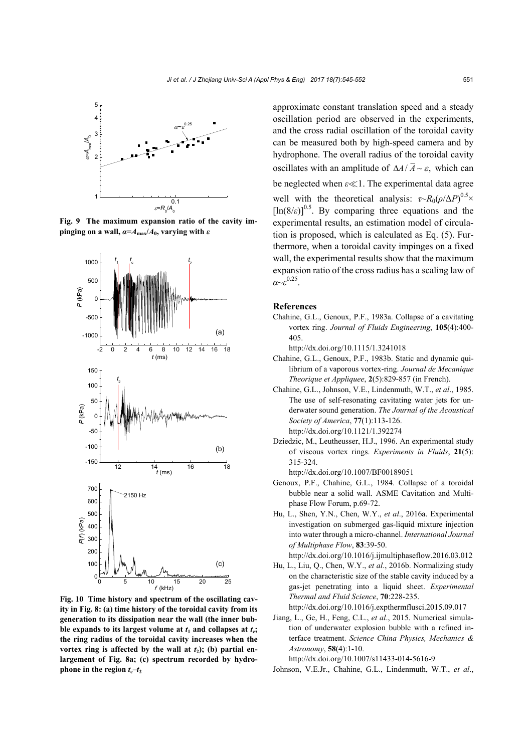Fig. 9 The maximum expansion ratio of the cavity impinging on a wall, $\alpha=A_{max}/A_0$, varying with $\varepsilon$

Fig. 10 Time history and spectrum of the oscillating cavity in Fig. 8: (a) time history of the toroidal cavity from its generation to its dissipation near the wall (the inner bubble expands to its largest volume at $t_1$ and collapses at $t_c$; the ring radius of the toroidal cavity increases when the vortex ring is affected by the wall at $t_2$); (b) partial enlargement of Fig. 8a; (c) spectrum recorded by hydrophone in the region $t_c$–$t_2$

approximate constant translation speed and a steady oscillation period are observed in the experiments, and the cross radial oscillation of the toroidal cavity can be measured both by high-speed camera and by hydrophone. The overall radius of the toroidal cavity oscillates with an amplitude of $\Delta A/\bar{A}\sim\varepsilon$, which can be neglected when $\varepsilon\ll1$. The experimental data agree well with the theoretical analysis: $\tau\sim R_0(\rho/\Delta P)^{0.5}\times[\ln(8/\varepsilon)]^{0.5}$. By comparing three equations and the experimental results, an estimation model of circulation is proposed, which is calculated as Eq. (5). Furthermore, when a toroidal cavity impinges on a fixed wall, the experimental results show that the maximum expansion ratio of the cross radius has a scaling law of $\alpha\sim\varepsilon^{0.25}$.

## References

Chahine, G.L., Genoux, P.F., 1983a. Collapse of a cavitating vortex ring. *Journal of Fluids Engineering*, **105**(4):400-405.
http://dx.doi.org/10.1115/1.3241018

Chahine, G.L., Genoux, P.F., 1983b. Static and dynamic quilibrium of a vaporous vortex-ring. *Journal de Mecanique Theorique et Appliquee*, **2**(5):829-857 (in French).

Chahine, G.L., Johnson, V.E., Lindenmuth, W.T., *et al*., 1985. The use of self-resonating cavitating water jets for underwater sound generation. *The Journal of the Acoustical Society of America*, **77**(1):113-126.
http://dx.doi.org/10.1121/1.392274

Dziedzic, M., Leutheusser, H.J., 1996. An experimental study of viscous vortex rings. *Experiments in Fluids*, **21**(5): 315-324.
http://dx.doi.org/10.1007/BF00189051

Genoux, P.F., Chahine, G.L., 1984. Collapse of a toroidal bubble near a solid wall. ASME Cavitation and Multiphase Flow Forum, p.69-72.

Hu, L., Shen, Y.N., Chen, W.Y., *et al*., 2016a. Experimental investigation on submerged gas-liquid mixture injection into water through a micro-channel. *International Journal of Multiphase Flow*, **83**:39-50.
http://dx.doi.org/10.1016/j.ijmultiphaseflow.2016.03.012

Hu, L., Liu, Q., Chen, W.Y., *et al*., 2016b. Normalizing study on the characteristic size of the stable cavity induced by a gas-jet penetrating into a liquid sheet. *Experimental Thermal and Fluid Science*, **70**:228-235.
http://dx.doi.org/10.1016/j.expthermflusci.2015.09.017

Jiang, L., Ge, H., Feng, C.L., *et al*., 2015. Numerical simulation of underwater explosion bubble with a refined interface treatment. *Science China Physics, Mechanics & Astronomy*, **58**(4):1-10.
http://dx.doi.org/10.1007/s11433-014-5616-9

Johnson, V.E.Jr., Chahine, G.L., Lindenmuth, W.T., *et al*.,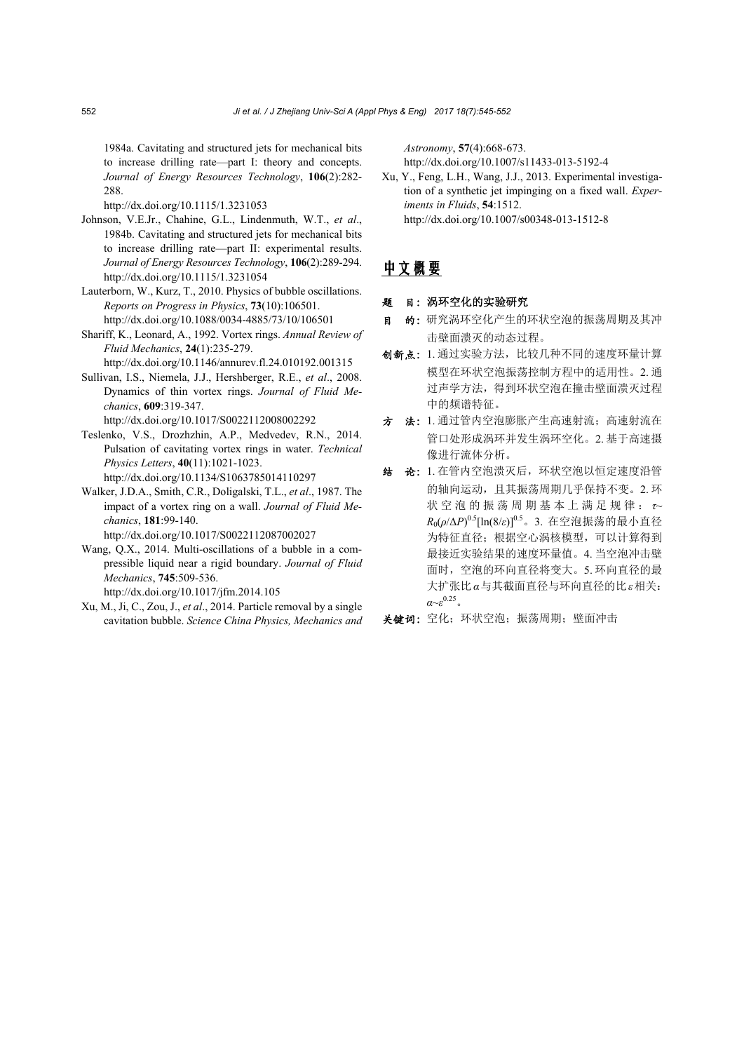1984a. Cavitating and structured jets for mechanical bits to increase drilling rate—part I: theory and concepts. *Journal of Energy Resources Technology*, **106**(2):282-288.
http://dx.doi.org/10.1115/1.3231053

Johnson, V.E.Jr., Chahine, G.L., Lindenmuth, W.T., *et al*., 1984b. Cavitating and structured jets for mechanical bits to increase drilling rate—part II: experimental results. *Journal of Energy Resources Technology*, **106**(2):289-294.
http://dx.doi.org/10.1115/1.3231054

Lauterborn, W., Kurz, T., 2010. Physics of bubble oscillations. *Reports on Progress in Physics*, **73**(10):106501.
http://dx.doi.org/10.1088/0034-4885/73/10/106501

Shariff, K., Leonard, A., 1992. Vortex rings. *Annual Review of Fluid Mechanics*, **24**(1):235-279.
http://dx.doi.org/10.1146/annurev.fl.24.010192.001315

Sullivan, I.S., Niemela, J.J., Hershberger, R.E., *et al*., 2008. Dynamics of thin vortex rings. *Journal of Fluid Mechanics*, **609**:319-347.
http://dx.doi.org/10.1017/S0022112008002292

Teslenko, V.S., Drozhzhin, A.P., Medvedev, R.N., 2014. Pulsation of cavitating vortex rings in water. *Technical Physics Letters*, **40**(11):1021-1023.
http://dx.doi.org/10.1134/S1063785014110297

Walker, J.D.A., Smith, C.R., Doligalski, T.L., *et al*., 1987. The impact of a vortex ring on a wall. *Journal of Fluid Mechanics*, **181**:99-140.
http://dx.doi.org/10.1017/S0022112087002027

Wang, Q.X., 2014. Multi-oscillations of a bubble in a compressible liquid near a rigid boundary. *Journal of Fluid Mechanics*, **745**:509-536.
http://dx.doi.org/10.1017/jfm.2014.105

Xu, M., Ji, C., Zou, J., *et al*., 2014. Particle removal by a single cavitation bubble. *Science China Physics, Mechanics and Astronomy*, **57**(4):668-673.
http://dx.doi.org/10.1007/s11433-013-5192-4

Xu, Y., Feng, L.H., Wang, J.J., 2013. Experimental investigation of a synthetic jet impinging on a fixed wall. *Experiments in Fluids*, **54**:1512.
http://dx.doi.org/10.1007/s00348-013-1512-8

## 中文概要

**题　目：** 涡环空化的实验研究

**目　的：** 研究涡环空化产生的环状空泡的振荡周期及其冲击壁面溃灭的动态过程。

**创新点：** 1. 通过实验方法，比较几种不同的速度环量计算模型在环状空泡振荡控制方程中的适用性。2. 通过声学方法，得到环状空泡在撞击壁面溃灭过程中的频谱特征。

**方　法：** 1. 通过管内空泡膨胀产生高速射流；高速射流在管口处形成涡环并发生涡环空化。2. 基于高速摄像进行流体分析。

**结　论：** 1. 在管内空泡溃灭后，环状空泡以恒定速度沿管的轴向运动，且其振荡周期几乎保持不变。2. 环状空泡的振荡周期基本上满足规律：$\tau \sim R_0(\rho/\Delta P)^{0.5}[\ln(8/\varepsilon)]^{0.5}$。3. 在空泡振荡的最小直径为特征直径；根据空心涡核模型，可以计算得到最接近实验结果的速度环量值。4. 当空泡冲击壁面时，空泡的环向直径将变大。5. 环向直径的最大扩张比$\alpha$与其截面直径与环向直径的比$\varepsilon$相关：$\alpha \sim \varepsilon^{0.25}$。

**关键词：** 空化；环状空泡；振荡周期；壁面冲击